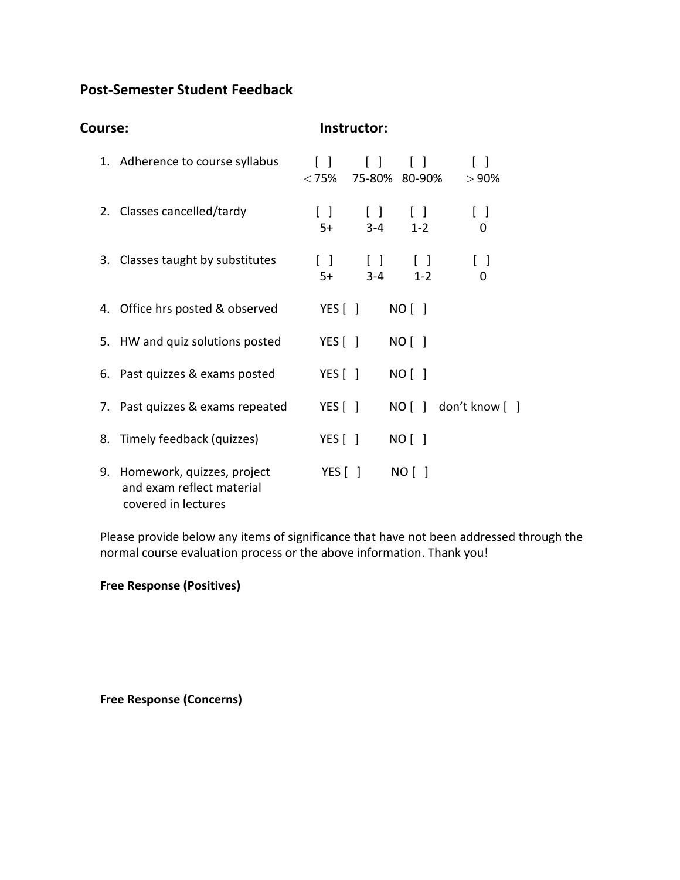## Post-Semester Student Feedback

**Course:** **Instructor:**

| | | | | |
|---|---|---|---|---|
| 1. Adherence to course syllabus | [ ] $<75\%$ | [ ] 75-80% | [ ] 80-90% | [ ] $>90\%$ |
| 2. Classes cancelled/tardy | [ ] 5+ | [ ] 3-4 | [ ] 1-2 | [ ] 0 |
| 3. Classes taught by substitutes | [ ] 5+ | [ ] 3-4 | [ ] 1-2 | [ ] 0 |
| 4. Office hrs posted & observed | YES [ ] | NO [ ] | | |
| 5. HW and quiz solutions posted | YES [ ] | NO [ ] | | |
| 6. Past quizzes & exams posted | YES [ ] | NO [ ] | | |
| 7. Past quizzes & exams repeated | YES [ ] | NO [ ] | don't know [ ] | |
| 8. Timely feedback (quizzes) | YES [ ] | NO [ ] | | |
| 9. Homework, quizzes, project and exam reflect material covered in lectures | YES [ ] | NO [ ] | | |

Please provide below any items of significance that have not been addressed through the normal course evaluation process or the above information. Thank you!

**Free Response (Positives)**

**Free Response (Concerns)**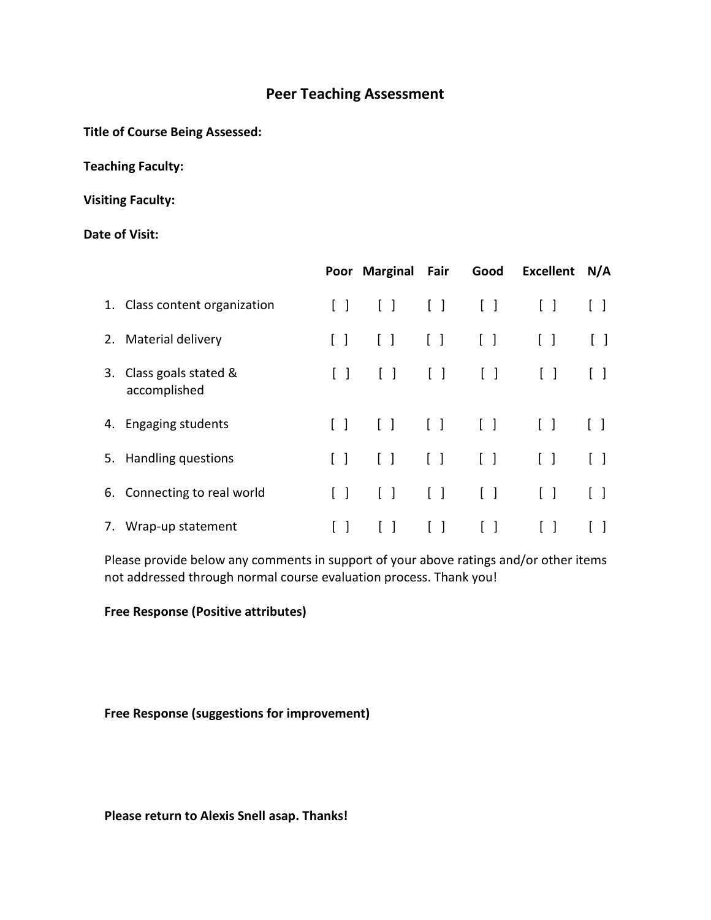# Peer Teaching Assessment

**Title of Course Being Assessed:**

**Teaching Faculty:**

**Visiting Faculty:**

**Date of Visit:**

| | Poor | Marginal | Fair | Good | Excellent | N/A |
|---|---|---|---|---|---|---|
| 1. Class content organization | [ ] | [ ] | [ ] | [ ] | [ ] | [ ] |
| 2. Material delivery | [ ] | [ ] | [ ] | [ ] | [ ] | [ ] |
| 3. Class goals stated & accomplished | [ ] | [ ] | [ ] | [ ] | [ ] | [ ] |
| 4. Engaging students | [ ] | [ ] | [ ] | [ ] | [ ] | [ ] |
| 5. Handling questions | [ ] | [ ] | [ ] | [ ] | [ ] | [ ] |
| 6. Connecting to real world | [ ] | [ ] | [ ] | [ ] | [ ] | [ ] |
| 7. Wrap-up statement | [ ] | [ ] | [ ] | [ ] | [ ] | [ ] |

Please provide below any comments in support of your above ratings and/or other items not addressed through normal course evaluation process. Thank you!

**Free Response (Positive attributes)**

**Free Response (suggestions for improvement)**

**Please return to Alexis Snell asap. Thanks!**